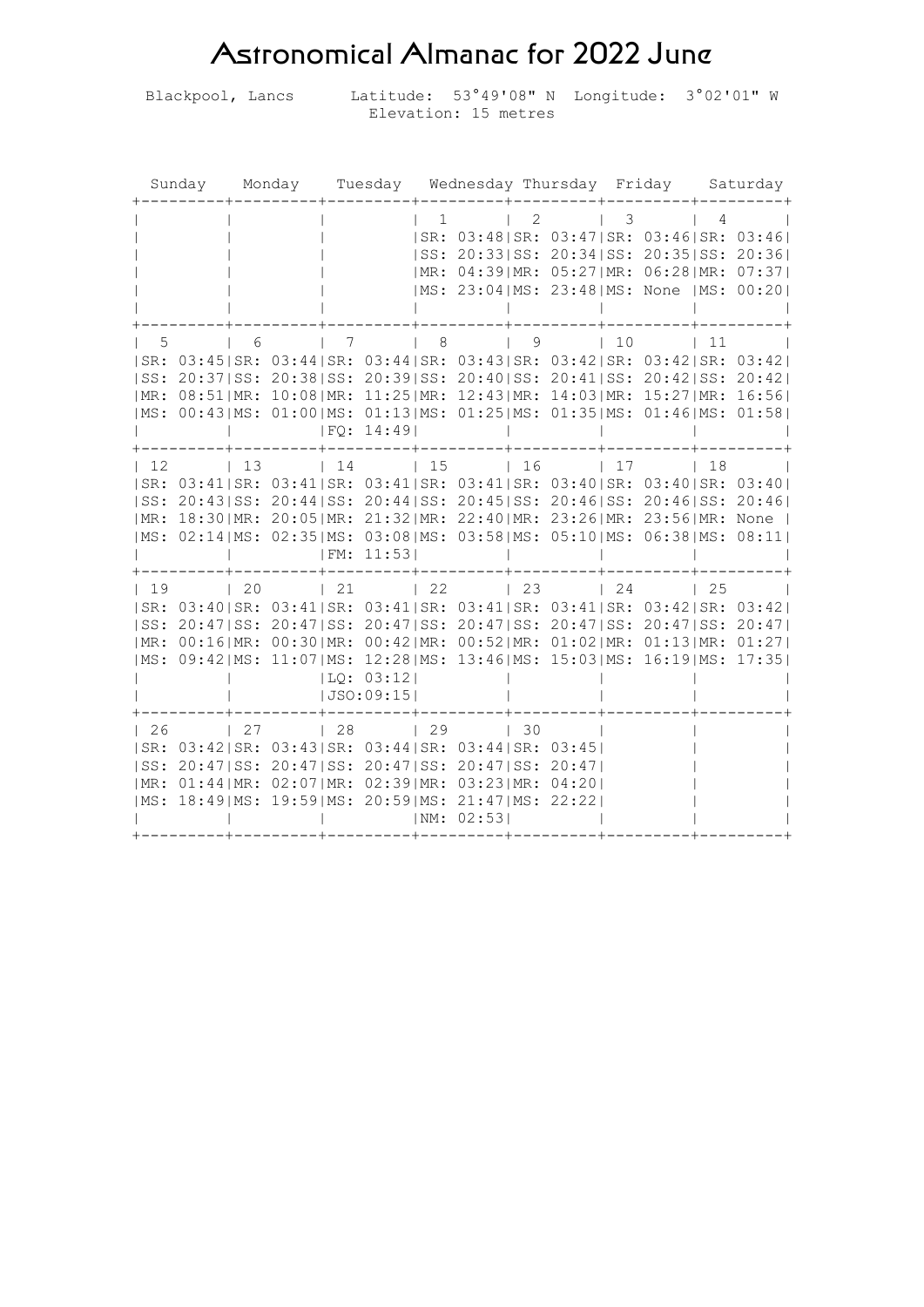# Astronomical Almanac for 2022 June

Blackpool, Lancs    Latitude: 53°49'08" N  Longitude: 3°02'01" W
Elevation: 15 metres

| Sunday | Monday | Tuesday | Wednesday | Thursday | Friday | Saturday |
|---|---|---|---|---|---|---|
| | | | 1<br>SR: 03:48<br>SS: 20:33<br>MR: 04:39<br>MS: 23:04 | 2<br>SR: 03:47<br>SS: 20:34<br>MR: 05:27<br>MS: 23:48 | 3<br>SR: 03:46<br>SS: 20:35<br>MR: 06:28<br>MS: None | 4<br>SR: 03:46<br>SS: 20:36<br>MR: 07:37<br>MS: 00:20 |
| 5<br>SR: 03:45<br>SS: 20:37<br>MR: 08:51<br>MS: 00:43 | 6<br>SR: 03:44<br>SS: 20:38<br>MR: 10:08<br>MS: 01:00 | 7<br>SR: 03:44<br>SS: 20:39<br>MR: 11:25<br>MS: 01:13<br>FQ: 14:49 | 8<br>SR: 03:43<br>SS: 20:40<br>MR: 12:43<br>MS: 01:25 | 9<br>SR: 03:42<br>SS: 20:41<br>MR: 14:03<br>MS: 01:35 | 10<br>SR: 03:42<br>SS: 20:42<br>MR: 15:27<br>MS: 01:46 | 11<br>SR: 03:42<br>SS: 20:42<br>MR: 16:56<br>MS: 01:58 |
| 12<br>SR: 03:41<br>SS: 20:43<br>MR: 18:30<br>MS: 02:14 | 13<br>SR: 03:41<br>SS: 20:44<br>MR: 20:05<br>MS: 02:35 | 14<br>SR: 03:41<br>SS: 20:44<br>MR: 21:32<br>MS: 03:08<br>FM: 11:53 | 15<br>SR: 03:41<br>SS: 20:45<br>MR: 22:40<br>MS: 03:58 | 16<br>SR: 03:40<br>SS: 20:46<br>MR: 23:26<br>MS: 05:10 | 17<br>SR: 03:40<br>SS: 20:46<br>MR: 23:56<br>MS: 06:38 | 18<br>SR: 03:40<br>SS: 20:46<br>MR: None<br>MS: 08:11 |
| 19<br>SR: 03:40<br>SS: 20:47<br>MR: 00:16<br>MS: 09:42 | 20<br>SR: 03:41<br>SS: 20:47<br>MR: 00:30<br>MS: 11:07 | 21<br>SR: 03:41<br>SS: 20:47<br>MR: 00:42<br>MS: 12:28<br>LQ: 03:12<br>JSO:09:15 | 22<br>SR: 03:41<br>SS: 20:47<br>MR: 00:52<br>MS: 13:46 | 23<br>SR: 03:41<br>SS: 20:47<br>MR: 01:02<br>MS: 15:03 | 24<br>SR: 03:42<br>SS: 20:47<br>MR: 01:13<br>MS: 16:19 | 25<br>SR: 03:42<br>SS: 20:47<br>MR: 01:27<br>MS: 17:35 |
| 26<br>SR: 03:42<br>SS: 20:47<br>MR: 01:44<br>MS: 18:49 | 27<br>SR: 03:43<br>SS: 20:47<br>MR: 02:07<br>MS: 19:59 | 28<br>SR: 03:44<br>SS: 20:47<br>MR: 02:39<br>MS: 20:59 | 29<br>SR: 03:44<br>SS: 20:47<br>MR: 03:23<br>MS: 21:47<br>NM: 02:53 | 30<br>SR: 03:45<br>SS: 20:47<br>MR: 04:20<br>MS: 22:22 | | |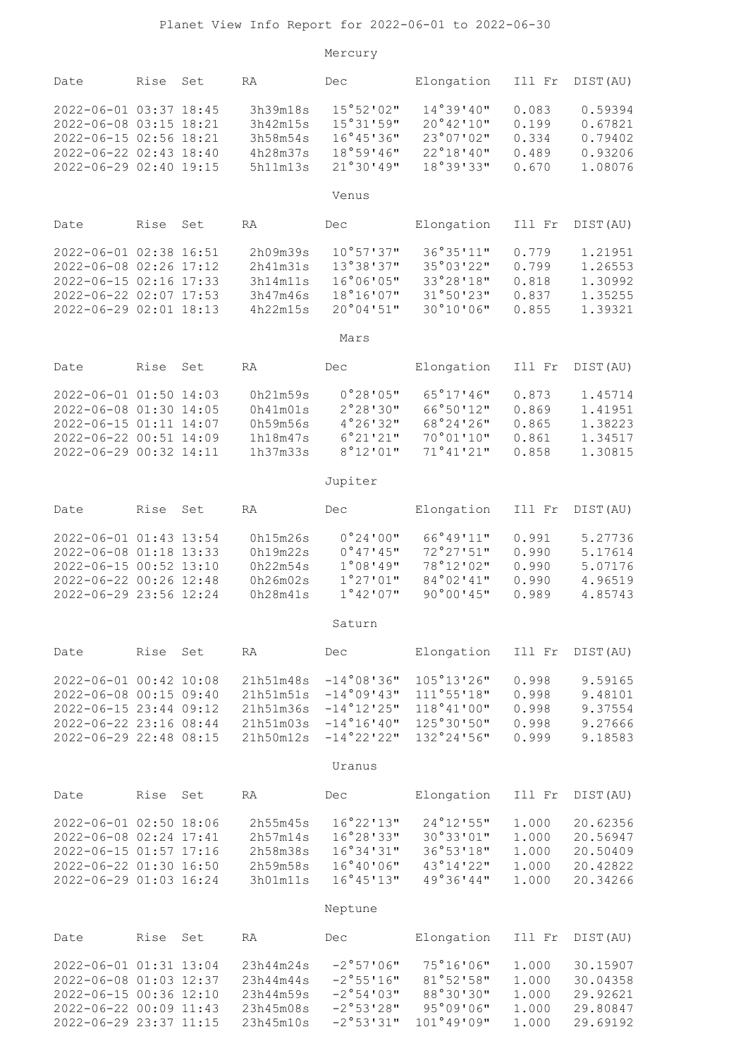# Planet View Info Report for 2022-06-01 to 2022-06-30

## Mercury

| Date | Rise | Set | RA | Dec | Elongation | Ill Fr | DIST(AU) |
|---|---|---|---|---|---|---|---|
| 2022-06-01 | 03:37 | 18:45 | 3h39m18s | 15°52'02" | 14°39'40" | 0.083 | 0.59394 |
| 2022-06-08 | 03:15 | 18:21 | 3h42m15s | 15°31'59" | 20°42'10" | 0.199 | 0.67821 |
| 2022-06-15 | 02:56 | 18:21 | 3h58m54s | 16°45'36" | 23°07'02" | 0.334 | 0.79402 |
| 2022-06-22 | 02:43 | 18:40 | 4h28m37s | 18°59'46" | 22°18'40" | 0.489 | 0.93206 |
| 2022-06-29 | 02:40 | 19:15 | 5h11m13s | 21°30'49" | 18°39'33" | 0.670 | 1.08076 |

## Venus

| Date | Rise | Set | RA | Dec | Elongation | Ill Fr | DIST(AU) |
|---|---|---|---|---|---|---|---|
| 2022-06-01 | 02:38 | 16:51 | 2h09m39s | 10°57'37" | 36°35'11" | 0.779 | 1.21951 |
| 2022-06-08 | 02:26 | 17:12 | 2h41m31s | 13°38'37" | 35°03'22" | 0.799 | 1.26553 |
| 2022-06-15 | 02:16 | 17:33 | 3h14m11s | 16°06'05" | 33°28'18" | 0.818 | 1.30992 |
| 2022-06-22 | 02:07 | 17:53 | 3h47m46s | 18°16'07" | 31°50'23" | 0.837 | 1.35255 |
| 2022-06-29 | 02:01 | 18:13 | 4h22m15s | 20°04'51" | 30°10'06" | 0.855 | 1.39321 |

## Mars

| Date | Rise | Set | RA | Dec | Elongation | Ill Fr | DIST(AU) |
|---|---|---|---|---|---|---|---|
| 2022-06-01 | 01:50 | 14:03 | 0h21m59s | 0°28'05" | 65°17'46" | 0.873 | 1.45714 |
| 2022-06-08 | 01:30 | 14:05 | 0h41m01s | 2°28'30" | 66°50'12" | 0.869 | 1.41951 |
| 2022-06-15 | 01:11 | 14:07 | 0h59m56s | 4°26'32" | 68°24'26" | 0.865 | 1.38223 |
| 2022-06-22 | 00:51 | 14:09 | 1h18m47s | 6°21'21" | 70°01'10" | 0.861 | 1.34517 |
| 2022-06-29 | 00:32 | 14:11 | 1h37m33s | 8°12'01" | 71°41'21" | 0.858 | 1.30815 |

## Jupiter

| Date | Rise | Set | RA | Dec | Elongation | Ill Fr | DIST(AU) |
|---|---|---|---|---|---|---|---|
| 2022-06-01 | 01:43 | 13:54 | 0h15m26s | 0°24'00" | 66°49'11" | 0.991 | 5.27736 |
| 2022-06-08 | 01:18 | 13:33 | 0h19m22s | 0°47'45" | 72°27'51" | 0.990 | 5.17614 |
| 2022-06-15 | 00:52 | 13:10 | 0h22m54s | 1°08'49" | 78°12'02" | 0.990 | 5.07176 |
| 2022-06-22 | 00:26 | 12:48 | 0h26m02s | 1°27'01" | 84°02'41" | 0.990 | 4.96519 |
| 2022-06-29 | 23:56 | 12:24 | 0h28m41s | 1°42'07" | 90°00'45" | 0.989 | 4.85743 |

## Saturn

| Date | Rise | Set | RA | Dec | Elongation | Ill Fr | DIST(AU) |
|---|---|---|---|---|---|---|---|
| 2022-06-01 | 00:42 | 10:08 | 21h51m48s | -14°08'36" | 105°13'26" | 0.998 | 9.59165 |
| 2022-06-08 | 00:15 | 09:40 | 21h51m51s | -14°09'43" | 111°55'18" | 0.998 | 9.48101 |
| 2022-06-15 | 23:44 | 09:12 | 21h51m36s | -14°12'25" | 118°41'00" | 0.998 | 9.37554 |
| 2022-06-22 | 23:16 | 08:44 | 21h51m03s | -14°16'40" | 125°30'50" | 0.998 | 9.27666 |
| 2022-06-29 | 22:48 | 08:15 | 21h50m12s | -14°22'22" | 132°24'56" | 0.999 | 9.18583 |

## Uranus

| Date | Rise | Set | RA | Dec | Elongation | Ill Fr | DIST(AU) |
|---|---|---|---|---|---|---|---|
| 2022-06-01 | 02:50 | 18:06 | 2h55m45s | 16°22'13" | 24°12'55" | 1.000 | 20.62356 |
| 2022-06-08 | 02:24 | 17:41 | 2h57m14s | 16°28'33" | 30°33'01" | 1.000 | 20.56947 |
| 2022-06-15 | 01:57 | 17:16 | 2h58m38s | 16°34'31" | 36°53'18" | 1.000 | 20.50409 |
| 2022-06-22 | 01:30 | 16:50 | 2h59m58s | 16°40'06" | 43°14'22" | 1.000 | 20.42822 |
| 2022-06-29 | 01:03 | 16:24 | 3h01m11s | 16°45'13" | 49°36'44" | 1.000 | 20.34266 |

## Neptune

| Date | Rise | Set | RA | Dec | Elongation | Ill Fr | DIST(AU) |
|---|---|---|---|---|---|---|---|
| 2022-06-01 | 01:31 | 13:04 | 23h44m24s | -2°57'06" | 75°16'06" | 1.000 | 30.15907 |
| 2022-06-08 | 01:03 | 12:37 | 23h44m44s | -2°55'16" | 81°52'58" | 1.000 | 30.04358 |
| 2022-06-15 | 00:36 | 12:10 | 23h44m59s | -2°54'03" | 88°30'30" | 1.000 | 29.92621 |
| 2022-06-22 | 00:09 | 11:43 | 23h45m08s | -2°53'28" | 95°09'06" | 1.000 | 29.80847 |
| 2022-06-29 | 23:37 | 11:15 | 23h45m10s | -2°53'31" | 101°49'09" | 1.000 | 29.69192 |